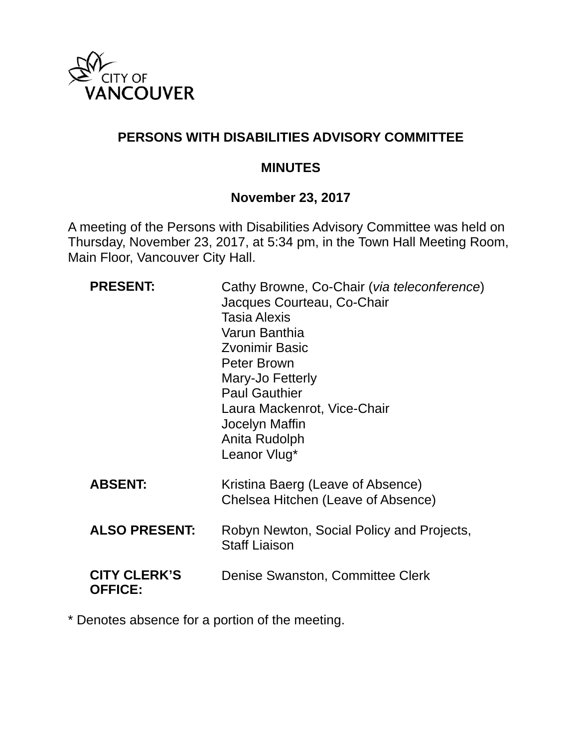CITY OF VANCOUVER

# PERSONS WITH DISABILITIES ADVISORY COMMITTEE

## MINUTES

### November 23, 2017

A meeting of the Persons with Disabilities Advisory Committee was held on Thursday, November 23, 2017, at 5:34 pm, in the Town Hall Meeting Room, Main Floor, Vancouver City Hall.

**PRESENT:**
Cathy Browne, Co-Chair (*via teleconference*)
Jacques Courteau, Co-Chair
Tasia Alexis
Varun Banthia
Zvonimir Basic
Peter Brown
Mary-Jo Fetterly
Paul Gauthier
Laura Mackenrot, Vice-Chair
Jocelyn Maffin
Anita Rudolph
Leanor Vlug*

**ABSENT:**
Kristina Baerg (Leave of Absence)
Chelsea Hitchen (Leave of Absence)

**ALSO PRESENT:**
Robyn Newton, Social Policy and Projects, Staff Liaison

**CITY CLERK'S OFFICE:**
Denise Swanston, Committee Clerk

* Denotes absence for a portion of the meeting.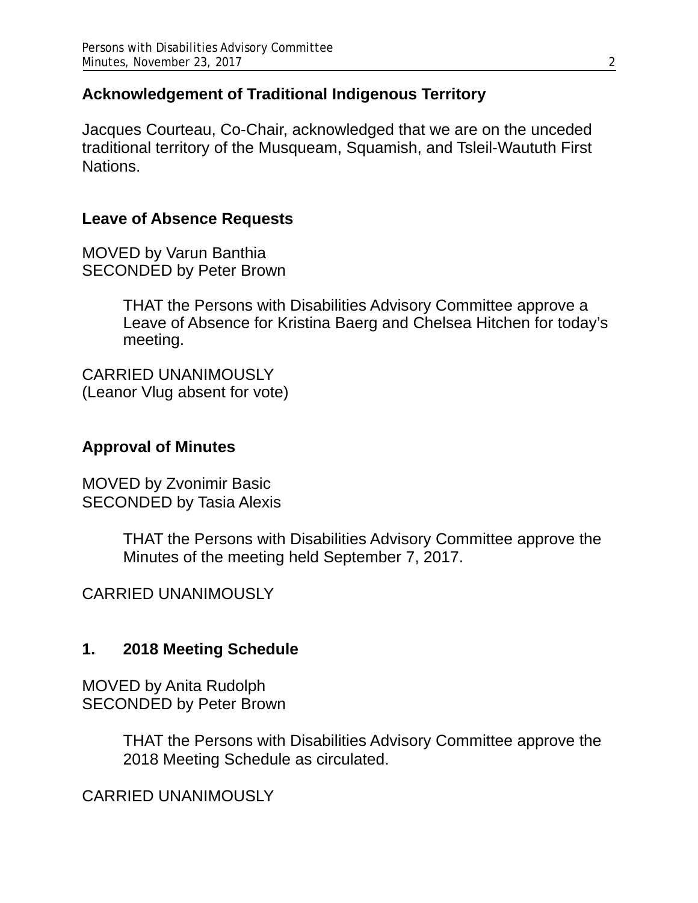## Acknowledgement of Traditional Indigenous Territory

Jacques Courteau, Co-Chair, acknowledged that we are on the unceded traditional territory of the Musqueam, Squamish, and Tsleil-Waututh First Nations.

## Leave of Absence Requests

MOVED by Varun Banthia
SECONDED by Peter Brown

> THAT the Persons with Disabilities Advisory Committee approve a Leave of Absence for Kristina Baerg and Chelsea Hitchen for today's meeting.

CARRIED UNANIMOUSLY
(Leanor Vlug absent for vote)

## Approval of Minutes

MOVED by Zvonimir Basic
SECONDED by Tasia Alexis

> THAT the Persons with Disabilities Advisory Committee approve the Minutes of the meeting held September 7, 2017.

CARRIED UNANIMOUSLY

## 1. 2018 Meeting Schedule

MOVED by Anita Rudolph
SECONDED by Peter Brown

> THAT the Persons with Disabilities Advisory Committee approve the 2018 Meeting Schedule as circulated.

CARRIED UNANIMOUSLY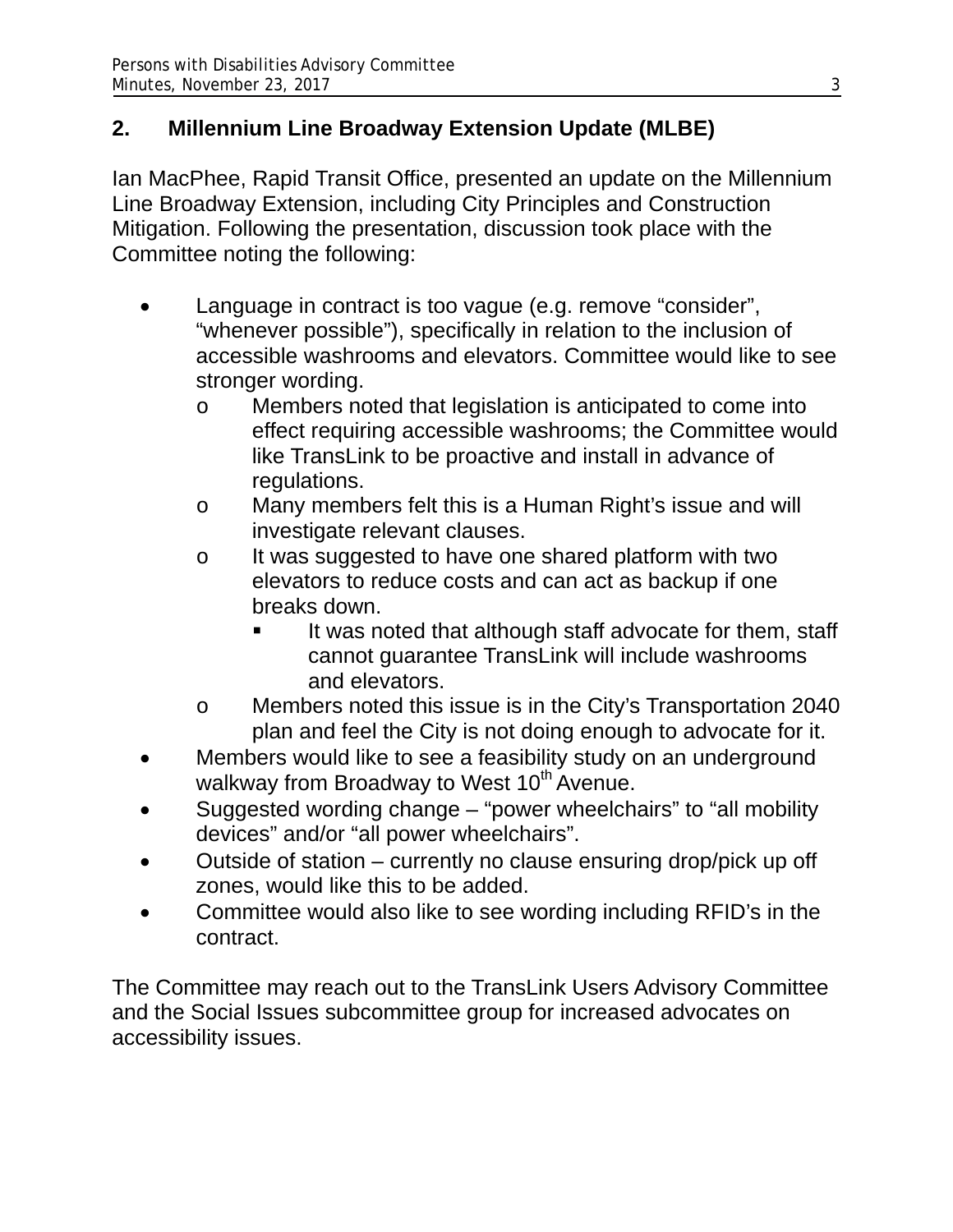## 2. Millennium Line Broadway Extension Update (MLBE)

Ian MacPhee, Rapid Transit Office, presented an update on the Millennium Line Broadway Extension, including City Principles and Construction Mitigation. Following the presentation, discussion took place with the Committee noting the following:

- Language in contract is too vague (e.g. remove “consider”, “whenever possible”), specifically in relation to the inclusion of accessible washrooms and elevators. Committee would like to see stronger wording.
    - Members noted that legislation is anticipated to come into effect requiring accessible washrooms; the Committee would like TransLink to be proactive and install in advance of regulations.
    - Many members felt this is a Human Right’s issue and will investigate relevant clauses.
    - It was suggested to have one shared platform with two elevators to reduce costs and can act as backup if one breaks down.
        - It was noted that although staff advocate for them, staff cannot guarantee TransLink will include washrooms and elevators.
    - Members noted this issue is in the City’s Transportation 2040 plan and feel the City is not doing enough to advocate for it.
- Members would like to see a feasibility study on an underground walkway from Broadway to West 10th Avenue.
- Suggested wording change – “power wheelchairs” to “all mobility devices” and/or “all power wheelchairs”.
- Outside of station – currently no clause ensuring drop/pick up off zones, would like this to be added.
- Committee would also like to see wording including RFID’s in the contract.

The Committee may reach out to the TransLink Users Advisory Committee and the Social Issues subcommittee group for increased advocates on accessibility issues.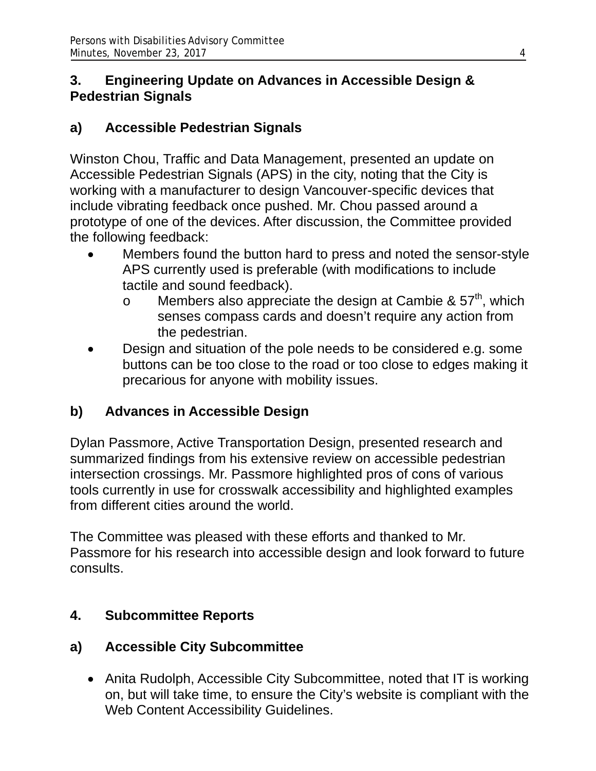## 3. Engineering Update on Advances in Accessible Design & Pedestrian Signals

### a) Accessible Pedestrian Signals

Winston Chou, Traffic and Data Management, presented an update on Accessible Pedestrian Signals (APS) in the city, noting that the City is working with a manufacturer to design Vancouver-specific devices that include vibrating feedback once pushed. Mr. Chou passed around a prototype of one of the devices. After discussion, the Committee provided the following feedback:

- Members found the button hard to press and noted the sensor-style APS currently used is preferable (with modifications to include tactile and sound feedback).
  - Members also appreciate the design at Cambie & 57th, which senses compass cards and doesn't require any action from the pedestrian.
- Design and situation of the pole needs to be considered e.g. some buttons can be too close to the road or too close to edges making it precarious for anyone with mobility issues.

### b) Advances in Accessible Design

Dylan Passmore, Active Transportation Design, presented research and summarized findings from his extensive review on accessible pedestrian intersection crossings. Mr. Passmore highlighted pros of cons of various tools currently in use for crosswalk accessibility and highlighted examples from different cities around the world.

The Committee was pleased with these efforts and thanked to Mr. Passmore for his research into accessible design and look forward to future consults.

## 4. Subcommittee Reports

### a) Accessible City Subcommittee

- Anita Rudolph, Accessible City Subcommittee, noted that IT is working on, but will take time, to ensure the City's website is compliant with the Web Content Accessibility Guidelines.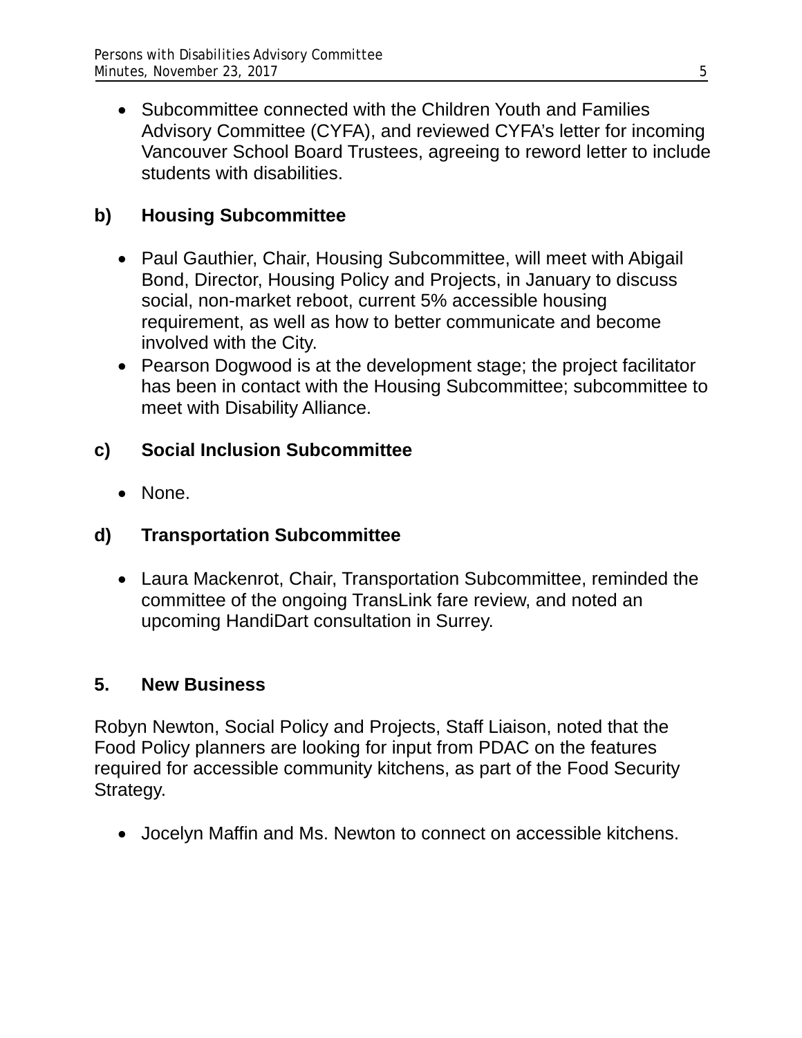- Subcommittee connected with the Children Youth and Families Advisory Committee (CYFA), and reviewed CYFA's letter for incoming Vancouver School Board Trustees, agreeing to reword letter to include students with disabilities.

**b) Housing Subcommittee**

- Paul Gauthier, Chair, Housing Subcommittee, will meet with Abigail Bond, Director, Housing Policy and Projects, in January to discuss social, non-market reboot, current 5% accessible housing requirement, as well as how to better communicate and become involved with the City.
- Pearson Dogwood is at the development stage; the project facilitator has been in contact with the Housing Subcommittee; subcommittee to meet with Disability Alliance.

**c) Social Inclusion Subcommittee**

- None.

**d) Transportation Subcommittee**

- Laura Mackenrot, Chair, Transportation Subcommittee, reminded the committee of the ongoing TransLink fare review, and noted an upcoming HandiDart consultation in Surrey.

## 5. New Business

Robyn Newton, Social Policy and Projects, Staff Liaison, noted that the Food Policy planners are looking for input from PDAC on the features required for accessible community kitchens, as part of the Food Security Strategy.

- Jocelyn Maffin and Ms. Newton to connect on accessible kitchens.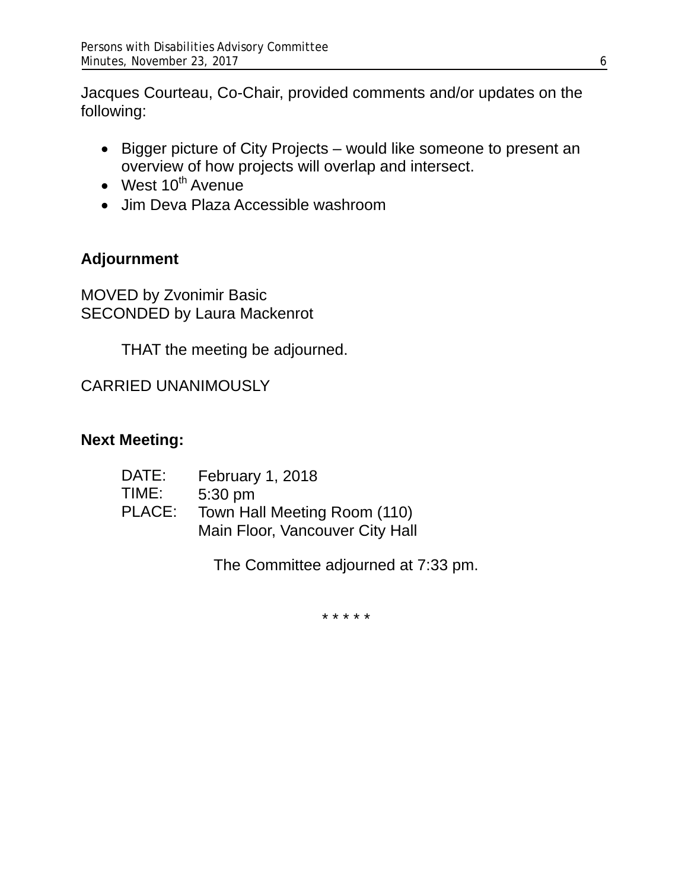Jacques Courteau, Co-Chair, provided comments and/or updates on the following:

- Bigger picture of City Projects – would like someone to present an overview of how projects will overlap and intersect.
- West 10th Avenue
- Jim Deva Plaza Accessible washroom

**Adjournment**

MOVED by Zvonimir Basic
SECONDED by Laura Mackenrot

THAT the meeting be adjourned.

CARRIED UNANIMOUSLY

**Next Meeting:**

DATE: February 1, 2018
TIME: 5:30 pm
PLACE: Town Hall Meeting Room (110)
Main Floor, Vancouver City Hall

The Committee adjourned at 7:33 pm.

* * * * *